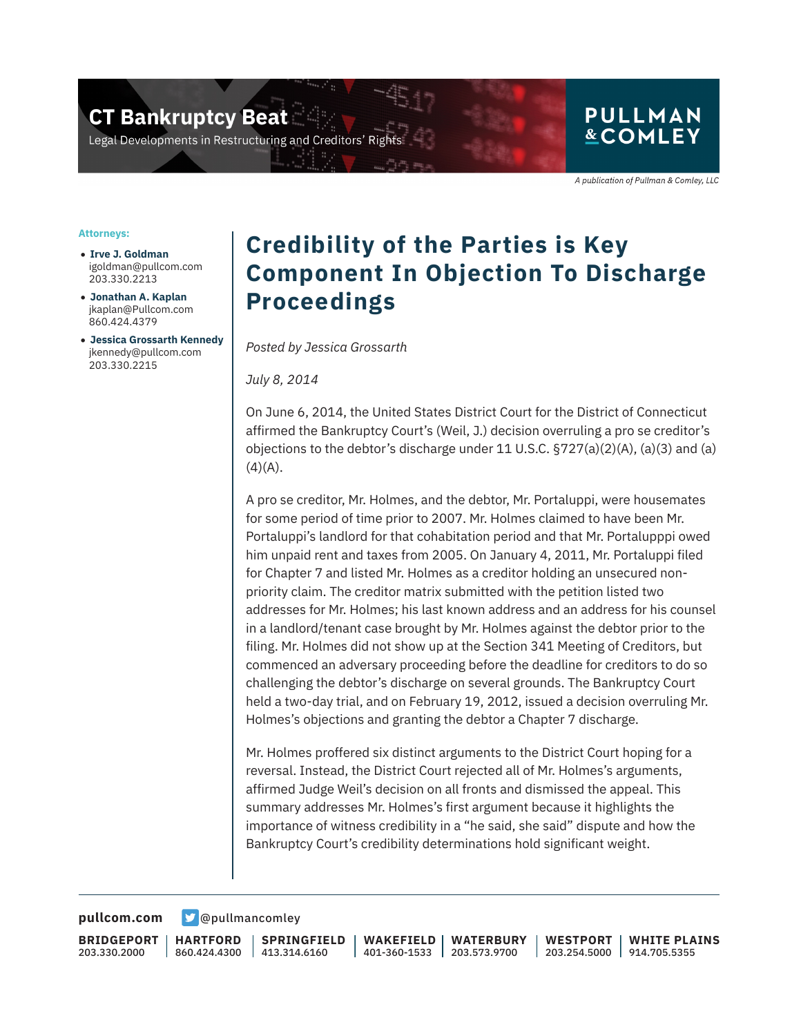# CT Bankruptcy Beat

Legal Developments in Restructuring and Creditors' Rights

PULLMAN & COMLEY

*A publication of Pullman & Comley, LLC*

**Attorneys:**

- **Irve J. Goldman**
  igoldman@pullcom.com
  203.330.2213
- **Jonathan A. Kaplan**
  jkaplan@Pullcom.com
  860.424.4379
- **Jessica Grossarth Kennedy**
  jkennedy@pullcom.com
  203.330.2215

## Credibility of the Parties is Key Component In Objection To Discharge Proceedings

*Posted by Jessica Grossarth*

*July 8, 2014*

On June 6, 2014, the United States District Court for the District of Connecticut affirmed the Bankruptcy Court's (Weil, J.) decision overruling a pro se creditor's objections to the debtor's discharge under 11 U.S.C. §727(a)(2)(A), (a)(3) and (a)(4)(A).

A pro se creditor, Mr. Holmes, and the debtor, Mr. Portaluppi, were housemates for some period of time prior to 2007. Mr. Holmes claimed to have been Mr. Portaluppi's landlord for that cohabitation period and that Mr. Portalupppi owed him unpaid rent and taxes from 2005. On January 4, 2011, Mr. Portaluppi filed for Chapter 7 and listed Mr. Holmes as a creditor holding an unsecured non-priority claim. The creditor matrix submitted with the petition listed two addresses for Mr. Holmes; his last known address and an address for his counsel in a landlord/tenant case brought by Mr. Holmes against the debtor prior to the filing. Mr. Holmes did not show up at the Section 341 Meeting of Creditors, but commenced an adversary proceeding before the deadline for creditors to do so challenging the debtor's discharge on several grounds. The Bankruptcy Court held a two-day trial, and on February 19, 2012, issued a decision overruling Mr. Holmes's objections and granting the debtor a Chapter 7 discharge.

Mr. Holmes proffered six distinct arguments to the District Court hoping for a reversal. Instead, the District Court rejected all of Mr. Holmes's arguments, affirmed Judge Weil's decision on all fronts and dismissed the appeal. This summary addresses Mr. Holmes's first argument because it highlights the importance of witness credibility in a "he said, she said" dispute and how the Bankruptcy Court's credibility determinations hold significant weight.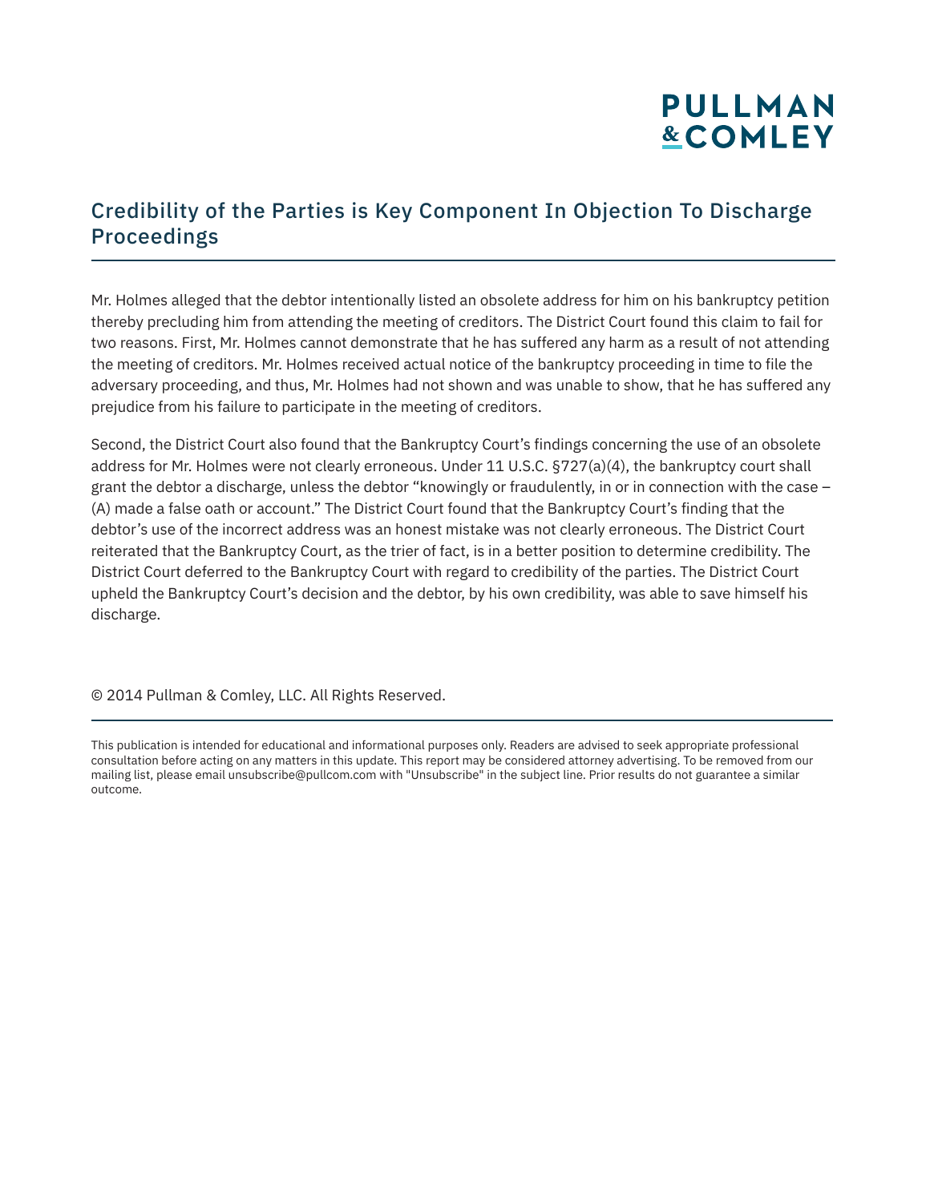## Credibility of the Parties is Key Component In Objection To Discharge Proceedings

Mr. Holmes alleged that the debtor intentionally listed an obsolete address for him on his bankruptcy petition thereby precluding him from attending the meeting of creditors. The District Court found this claim to fail for two reasons. First, Mr. Holmes cannot demonstrate that he has suffered any harm as a result of not attending the meeting of creditors. Mr. Holmes received actual notice of the bankruptcy proceeding in time to file the adversary proceeding, and thus, Mr. Holmes had not shown and was unable to show, that he has suffered any prejudice from his failure to participate in the meeting of creditors.

Second, the District Court also found that the Bankruptcy Court's findings concerning the use of an obsolete address for Mr. Holmes were not clearly erroneous. Under 11 U.S.C. §727(a)(4), the bankruptcy court shall grant the debtor a discharge, unless the debtor "knowingly or fraudulently, in or in connection with the case – (A) made a false oath or account." The District Court found that the Bankruptcy Court's finding that the debtor's use of the incorrect address was an honest mistake was not clearly erroneous. The District Court reiterated that the Bankruptcy Court, as the trier of fact, is in a better position to determine credibility. The District Court deferred to the Bankruptcy Court with regard to credibility of the parties. The District Court upheld the Bankruptcy Court's decision and the debtor, by his own credibility, was able to save himself his discharge.

© 2014 Pullman & Comley, LLC. All Rights Reserved.

---

This publication is intended for educational and informational purposes only. Readers are advised to seek appropriate professional consultation before acting on any matters in this update. This report may be considered attorney advertising. To be removed from our mailing list, please email unsubscribe@pullcom.com with "Unsubscribe" in the subject line. Prior results do not guarantee a similar outcome.